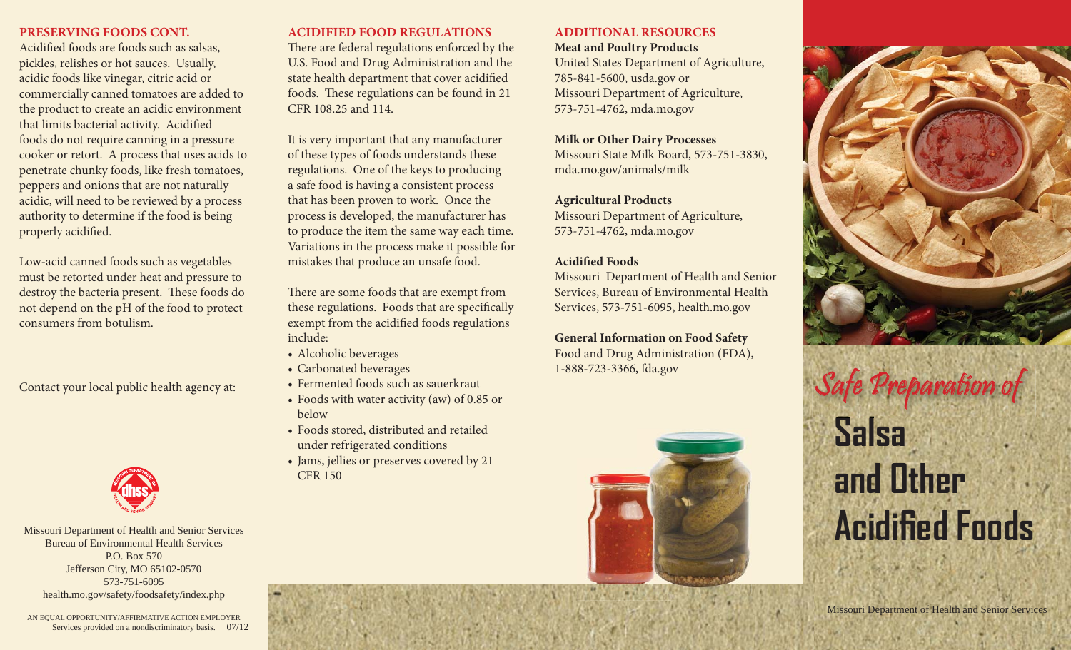## PRESERVING FOODS CONT.

Acidified foods are foods such as salsas, pickles, relishes or hot sauces. Usually, acidic foods like vinegar, citric acid or commercially canned tomatoes are added to the product to create an acidic environment that limits bacterial activity. Acidified foods do not require canning in a pressure cooker or retort. A process that uses acids to penetrate chunky foods, like fresh tomatoes, peppers and onions that are not naturally acidic, will need to be reviewed by a process authority to determine if the food is being properly acidified.

Low-acid canned foods such as vegetables must be retorted under heat and pressure to destroy the bacteria present. These foods do not depend on the pH of the food to protect consumers from botulism.

Contact your local public health agency at:

Missouri Department of Health and Senior Services
Bureau of Environmental Health Services
P.O. Box 570
Jefferson City, MO 65102-0570
573-751-6095
health.mo.gov/safety/foodsafety/index.php

AN EQUAL OPPORTUNITY/AFFIRMATIVE ACTION EMPLOYER
Services provided on a nondiscriminatory basis. 07/12

## ACIDIFIED FOOD REGULATIONS

There are federal regulations enforced by the U.S. Food and Drug Administration and the state health department that cover acidified foods. These regulations can be found in 21 CFR 108.25 and 114.

It is very important that any manufacturer of these types of foods understands these regulations. One of the keys to producing a safe food is having a consistent process that has been proven to work. Once the process is developed, the manufacturer has to produce the item the same way each time. Variations in the process make it possible for mistakes that produce an unsafe food.

There are some foods that are exempt from these regulations. Foods that are specifically exempt from the acidified foods regulations include:

- Alcoholic beverages
- Carbonated beverages
- Fermented foods such as sauerkraut
- Foods with water activity (aw) of 0.85 or below
- Foods stored, distributed and retailed under refrigerated conditions
- Jams, jellies or preserves covered by 21 CFR 150

## ADDITIONAL RESOURCES

**Meat and Poultry Products**
United States Department of Agriculture, 785-841-5600, usda.gov or
Missouri Department of Agriculture, 573-751-4762, mda.mo.gov

**Milk or Other Dairy Processes**
Missouri State Milk Board, 573-751-3830, mda.mo.gov/animals/milk

**Agricultural Products**
Missouri Department of Agriculture, 573-751-4762, mda.mo.gov

**Acidified Foods**
Missouri Department of Health and Senior Services, Bureau of Environmental Health Services, 573-751-6095, health.mo.gov

**General Information on Food Safety**
Food and Drug Administration (FDA), 1-888-723-3366, fda.gov

# *Safe Preparation of* Salsa and Other Acidified Foods

Missouri Department of Health and Senior Services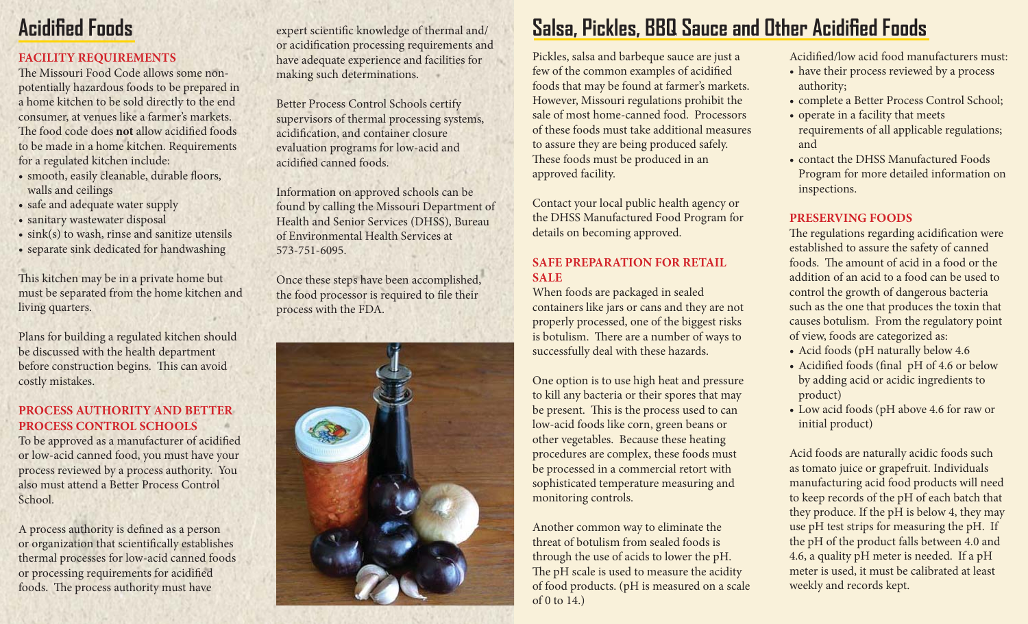# Acidified Foods

### FACILITY REQUIREMENTS

The Missouri Food Code allows some non-potentially hazardous foods to be prepared in a home kitchen to be sold directly to the end consumer, at venues like a farmer's markets. The food code does **not** allow acidified foods to be made in a home kitchen. Requirements for a regulated kitchen include:

- smooth, easily cleanable, durable floors, walls and ceilings
- safe and adequate water supply
- sanitary wastewater disposal
- sink(s) to wash, rinse and sanitize utensils
- separate sink dedicated for handwashing

This kitchen may be in a private home but must be separated from the home kitchen and living quarters.

Plans for building a regulated kitchen should be discussed with the health department before construction begins. This can avoid costly mistakes.

### PROCESS AUTHORITY AND BETTER PROCESS CONTROL SCHOOLS

To be approved as a manufacturer of acidified or low-acid canned food, you must have your process reviewed by a process authority. You also must attend a Better Process Control School.

A process authority is defined as a person or organization that scientifically establishes thermal processes for low-acid canned foods or processing requirements for acidified foods. The process authority must have expert scientific knowledge of thermal and/or acidification processing requirements and have adequate experience and facilities for making such determinations.

Better Process Control Schools certify supervisors of thermal processing systems, acidification, and container closure evaluation programs for low-acid and acidified canned foods.

Information on approved schools can be found by calling the Missouri Department of Health and Senior Services (DHSS), Bureau of Environmental Health Services at 573-751-6095.

Once these steps have been accomplished, the food processor is required to file their process with the FDA.

# Salsa, Pickles, BBQ Sauce and Other Acidified Foods

Pickles, salsa and barbeque sauce are just a few of the common examples of acidified foods that may be found at farmer's markets. However, Missouri regulations prohibit the sale of most home-canned food. Processors of these foods must take additional measures to assure they are being produced safely. These foods must be produced in an approved facility.

Contact your local public health agency or the DHSS Manufactured Food Program for details on becoming approved.

### SAFE PREPARATION FOR RETAIL SALE

When foods are packaged in sealed containers like jars or cans and they are not properly processed, one of the biggest risks is botulism. There are a number of ways to successfully deal with these hazards.

One option is to use high heat and pressure to kill any bacteria or their spores that may be present. This is the process used to can low-acid foods like corn, green beans or other vegetables. Because these heating procedures are complex, these foods must be processed in a commercial retort with sophisticated temperature measuring and monitoring controls.

Another common way to eliminate the threat of botulism from sealed foods is through the use of acids to lower the pH. The pH scale is used to measure the acidity of food products. (pH is measured on a scale of 0 to 14.)

Acidified/low acid food manufacturers must:

- have their process reviewed by a process authority;
- complete a Better Process Control School;
- operate in a facility that meets requirements of all applicable regulations; and
- contact the DHSS Manufactured Foods Program for more detailed information on inspections.

### PRESERVING FOODS

The regulations regarding acidification were established to assure the safety of canned foods. The amount of acid in a food or the addition of an acid to a food can be used to control the growth of dangerous bacteria such as the one that produces the toxin that causes botulism. From the regulatory point of view, foods are categorized as:

- Acid foods (pH naturally below 4.6
- Acidified foods (final pH of 4.6 or below by adding acid or acidic ingredients to product)
- Low acid foods (pH above 4.6 for raw or initial product)

Acid foods are naturally acidic foods such as tomato juice or grapefruit. Individuals manufacturing acid food products will need to keep records of the pH of each batch that they produce. If the pH is below 4, they may use pH test strips for measuring the pH. If the pH of the product falls between 4.0 and 4.6, a quality pH meter is needed. If a pH meter is used, it must be calibrated at least weekly and records kept.